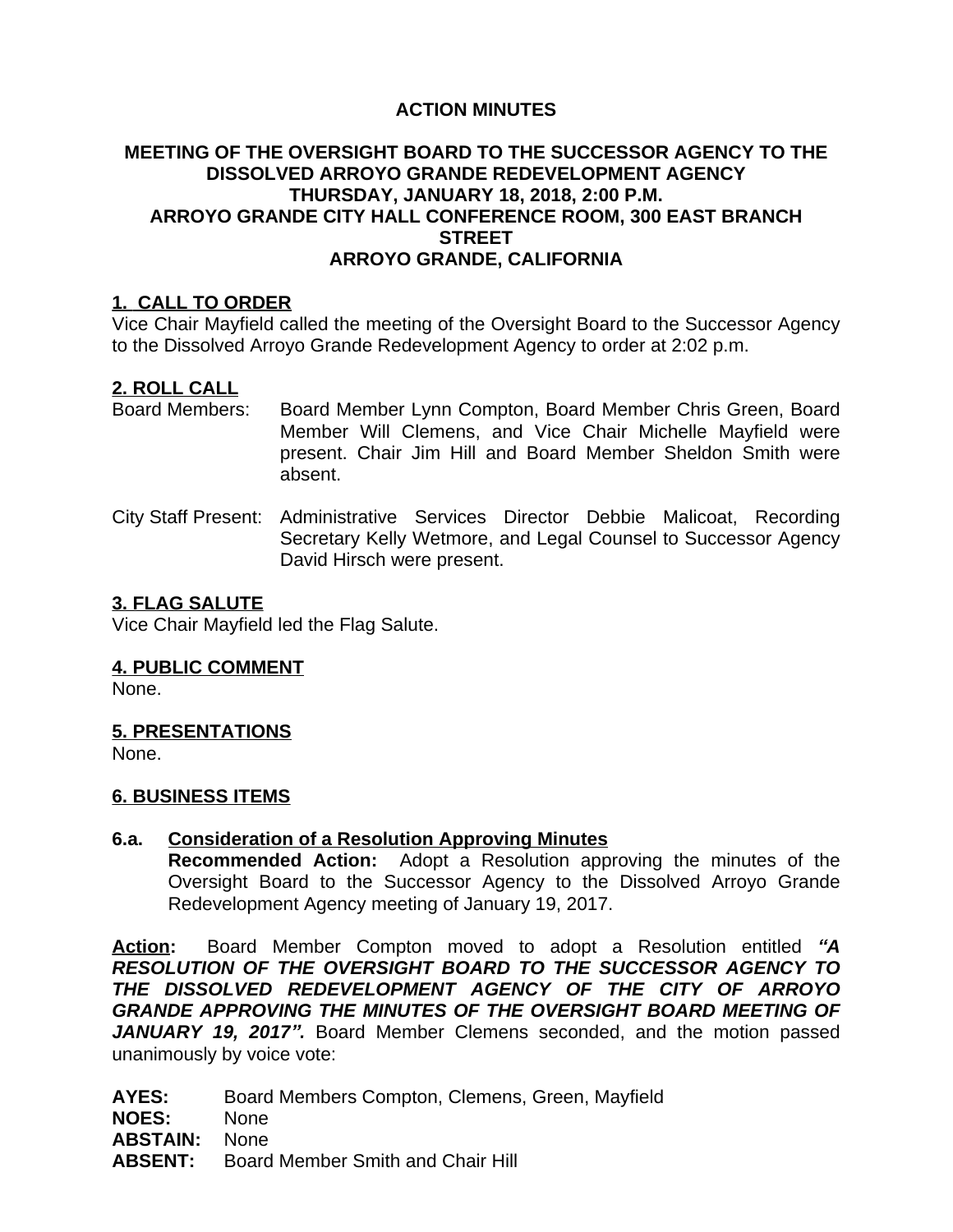**ACTION MINUTES**

**MEETING OF THE OVERSIGHT BOARD TO THE SUCCESSOR AGENCY TO THE DISSOLVED ARROYO GRANDE REDEVELOPMENT AGENCY**
**THURSDAY, JANUARY 18, 2018, 2:00 P.M.**
**ARROYO GRANDE CITY HALL CONFERENCE ROOM, 300 EAST BRANCH STREET**
**ARROYO GRANDE, CALIFORNIA**

## 1. CALL TO ORDER

Vice Chair Mayfield called the meeting of the Oversight Board to the Successor Agency to the Dissolved Arroyo Grande Redevelopment Agency to order at 2:02 p.m.

## 2. ROLL CALL

Board Members: Board Member Lynn Compton, Board Member Chris Green, Board Member Will Clemens, and Vice Chair Michelle Mayfield were present. Chair Jim Hill and Board Member Sheldon Smith were absent.

City Staff Present: Administrative Services Director Debbie Malicoat, Recording Secretary Kelly Wetmore, and Legal Counsel to Successor Agency David Hirsch were present.

## 3. FLAG SALUTE

Vice Chair Mayfield led the Flag Salute.

## 4. PUBLIC COMMENT

None.

## 5. PRESENTATIONS

None.

## 6. BUSINESS ITEMS

### 6.a. Consideration of a Resolution Approving Minutes

**Recommended Action:** Adopt a Resolution approving the minutes of the Oversight Board to the Successor Agency to the Dissolved Arroyo Grande Redevelopment Agency meeting of January 19, 2017.

**Action:** Board Member Compton moved to adopt a Resolution entitled ***"A RESOLUTION OF THE OVERSIGHT BOARD TO THE SUCCESSOR AGENCY TO THE DISSOLVED REDEVELOPMENT AGENCY OF THE CITY OF ARROYO GRANDE APPROVING THE MINUTES OF THE OVERSIGHT BOARD MEETING OF JANUARY 19, 2017".*** Board Member Clemens seconded, and the motion passed unanimously by voice vote:

**AYES:** Board Members Compton, Clemens, Green, Mayfield
**NOES:** None
**ABSTAIN:** None
**ABSENT:** Board Member Smith and Chair Hill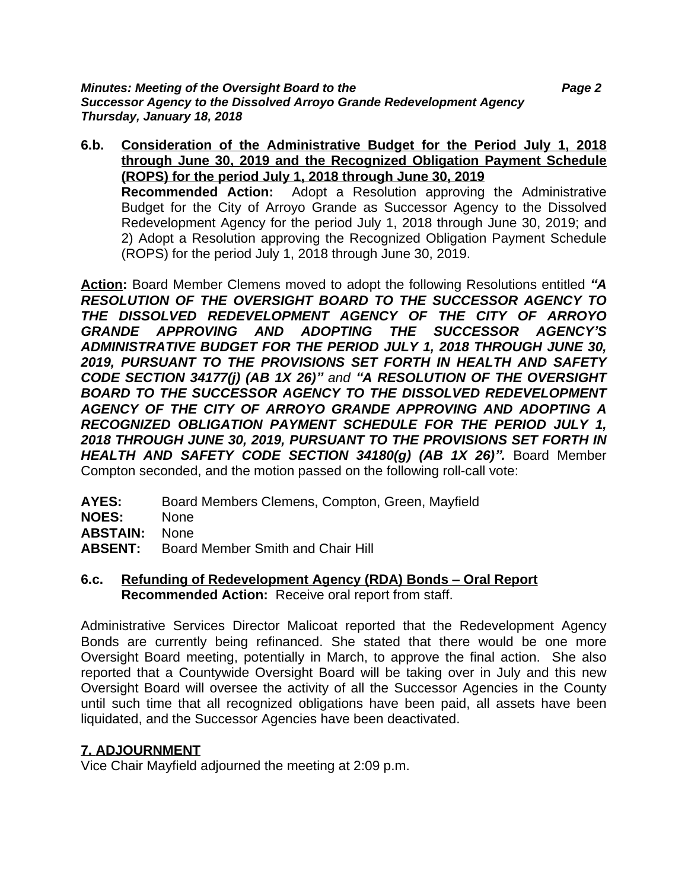**6.b. <u>Consideration of the Administrative Budget for the Period July 1, 2018 through June 30, 2019 and the Recognized Obligation Payment Schedule (ROPS) for the period July 1, 2018 through June 30, 2019</u>**

**Recommended Action:** Adopt a Resolution approving the Administrative Budget for the City of Arroyo Grande as Successor Agency to the Dissolved Redevelopment Agency for the period July 1, 2018 through June 30, 2019; and 2) Adopt a Resolution approving the Recognized Obligation Payment Schedule (ROPS) for the period July 1, 2018 through June 30, 2019.

**<u>Action</u>:** Board Member Clemens moved to adopt the following Resolutions entitled ***"A RESOLUTION OF THE OVERSIGHT BOARD TO THE SUCCESSOR AGENCY TO THE DISSOLVED REDEVELOPMENT AGENCY OF THE CITY OF ARROYO GRANDE APPROVING AND ADOPTING THE SUCCESSOR AGENCY'S ADMINISTRATIVE BUDGET FOR THE PERIOD JULY 1, 2018 THROUGH JUNE 30, 2019, PURSUANT TO THE PROVISIONS SET FORTH IN HEALTH AND SAFETY CODE SECTION 34177(j) (AB 1X 26)"*** *and* ***"A RESOLUTION OF THE OVERSIGHT BOARD TO THE SUCCESSOR AGENCY TO THE DISSOLVED REDEVELOPMENT AGENCY OF THE CITY OF ARROYO GRANDE APPROVING AND ADOPTING A RECOGNIZED OBLIGATION PAYMENT SCHEDULE FOR THE PERIOD JULY 1, 2018 THROUGH JUNE 30, 2019, PURSUANT TO THE PROVISIONS SET FORTH IN HEALTH AND SAFETY CODE SECTION 34180(g) (AB 1X 26)".*** Board Member Compton seconded, and the motion passed on the following roll-call vote:

**AYES:** Board Members Clemens, Compton, Green, Mayfield
**NOES:** None
**ABSTAIN:** None
**ABSENT:** Board Member Smith and Chair Hill

**6.c. <u>Refunding of Redevelopment Agency (RDA) Bonds – Oral Report</u>**

**Recommended Action:** Receive oral report from staff.

Administrative Services Director Malicoat reported that the Redevelopment Agency Bonds are currently being refinanced. She stated that there would be one more Oversight Board meeting, potentially in March, to approve the final action. She also reported that a Countywide Oversight Board will be taking over in July and this new Oversight Board will oversee the activity of all the Successor Agencies in the County until such time that all recognized obligations have been paid, all assets have been liquidated, and the Successor Agencies have been deactivated.

## 7. ADJOURNMENT

Vice Chair Mayfield adjourned the meeting at 2:09 p.m.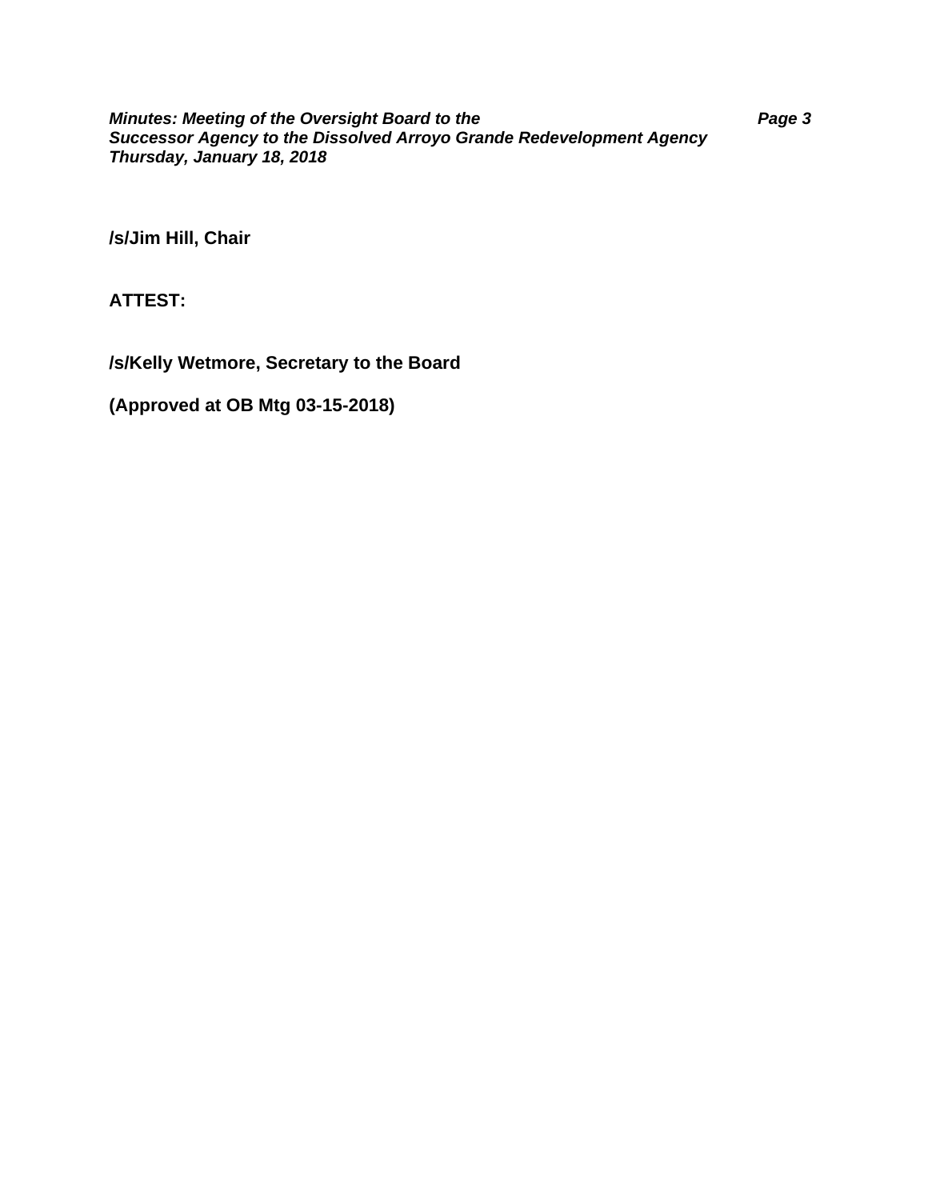**/s/Jim Hill, Chair**

**ATTEST:**

**/s/Kelly Wetmore, Secretary to the Board**

**(Approved at OB Mtg 03-15-2018)**